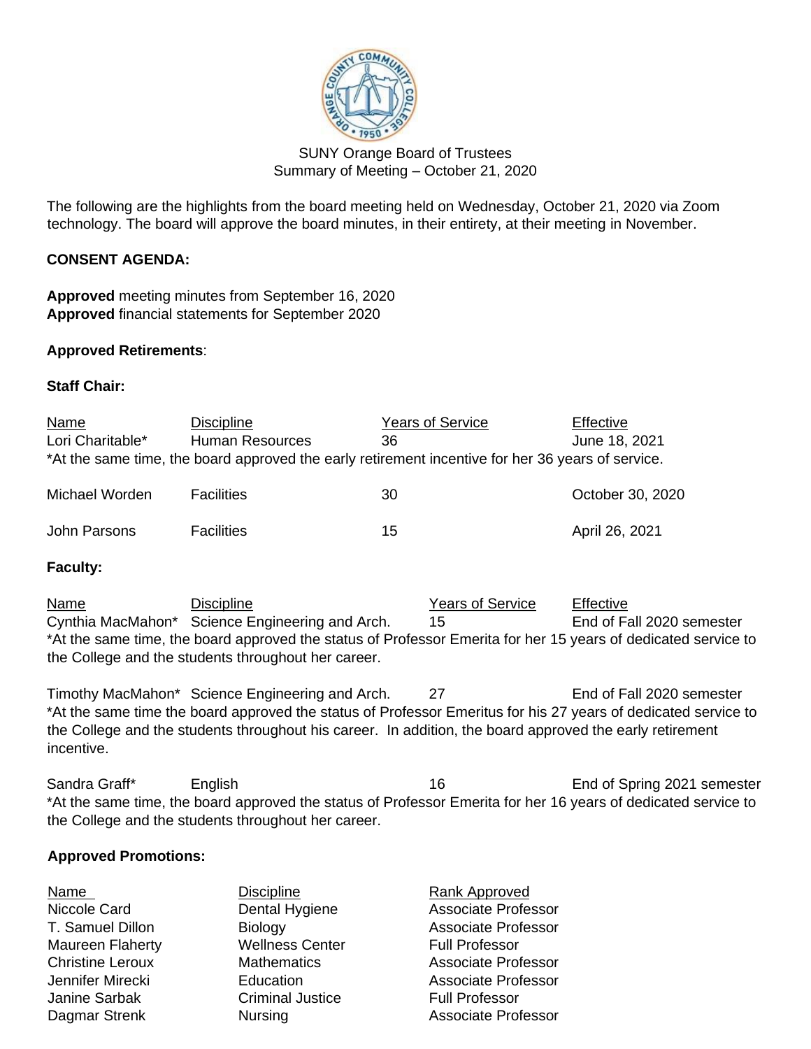SUNY Orange Board of Trustees
Summary of Meeting – October 21, 2020

The following are the highlights from the board meeting held on Wednesday, October 21, 2020 via Zoom technology. The board will approve the board minutes, in their entirety, at their meeting in November.

**CONSENT AGENDA:**

**Approved** meeting minutes from September 16, 2020
**Approved** financial statements for September 2020

**Approved Retirements**:

**Staff Chair:**

| Name | Discipline | Years of Service | Effective |
|---|---|---|---|
| Lori Charitable* | Human Resources | 36 | June 18, 2021 |

*At the same time, the board approved the early retirement incentive for her 36 years of service.

| Name | Discipline | Years of Service | Effective |
|---|---|---|---|
| Michael Worden | Facilities | 30 | October 30, 2020 |
| John Parsons | Facilities | 15 | April 26, 2021 |

**Faculty:**

| Name | Discipline | Years of Service | Effective |
|---|---|---|---|
| Cynthia MacMahon* | Science Engineering and Arch. | 15 | End of Fall 2020 semester |

*At the same time, the board approved the status of Professor Emerita for her 15 years of dedicated service to the College and the students throughout her career.

| Name | Discipline | Years of Service | Effective |
|---|---|---|---|
| Timothy MacMahon* | Science Engineering and Arch. | 27 | End of Fall 2020 semester |

*At the same time the board approved the status of Professor Emeritus for his 27 years of dedicated service to the College and the students throughout his career. In addition, the board approved the early retirement incentive.

| Name | Discipline | Years of Service | Effective |
|---|---|---|---|
| Sandra Graff* | English | 16 | End of Spring 2021 semester |

*At the same time, the board approved the status of Professor Emerita for her 16 years of dedicated service to the College and the students throughout her career.

**Approved Promotions:**

| Name | Discipline | Rank Approved |
|---|---|---|
| Niccole Card | Dental Hygiene | Associate Professor |
| T. Samuel Dillon | Biology | Associate Professor |
| Maureen Flaherty | Wellness Center | Full Professor |
| Christine Leroux | Mathematics | Associate Professor |
| Jennifer Mirecki | Education | Associate Professor |
| Janine Sarbak | Criminal Justice | Full Professor |
| Dagmar Strenk | Nursing | Associate Professor |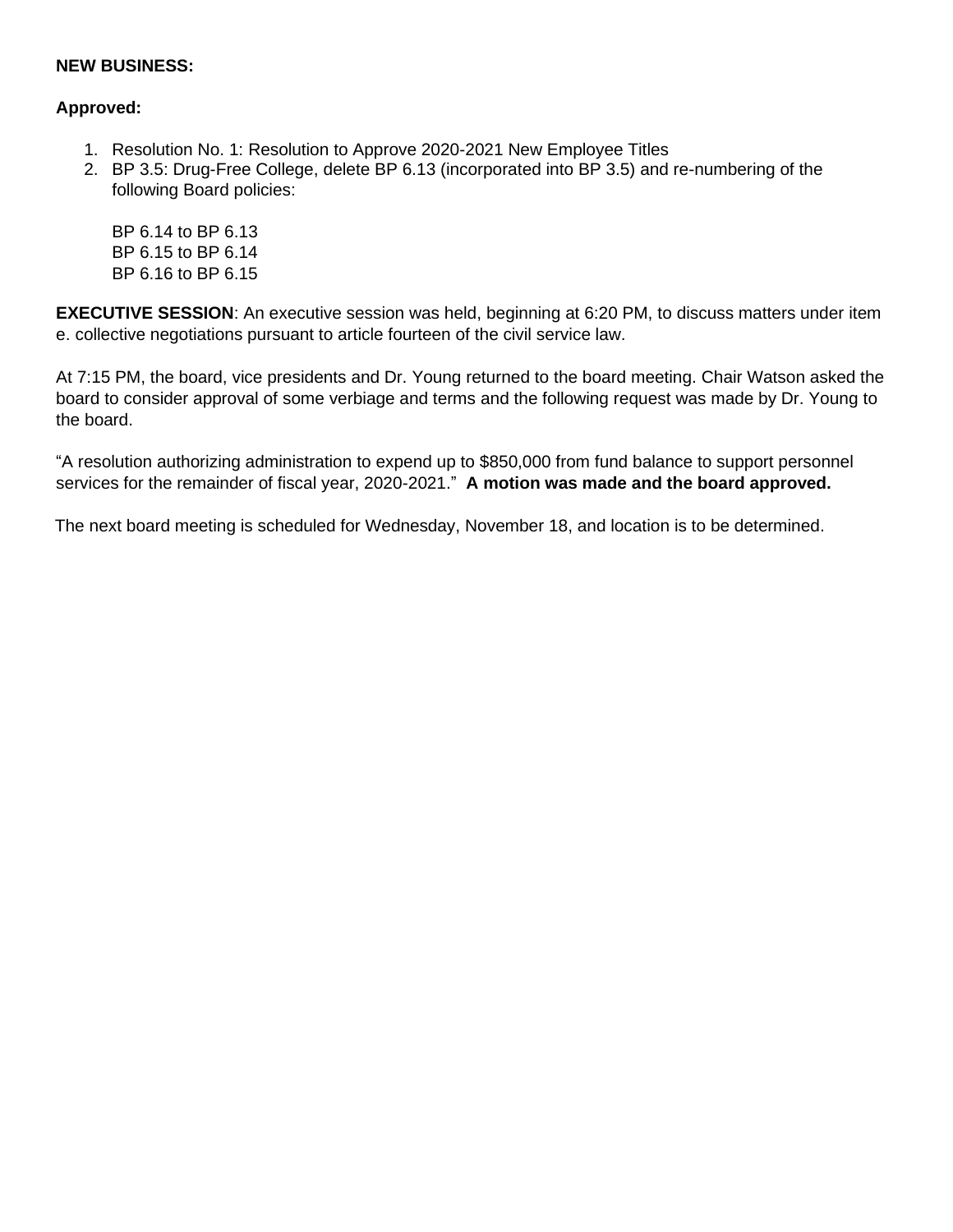**NEW BUSINESS:**

**Approved:**

1. Resolution No. 1: Resolution to Approve 2020-2021 New Employee Titles
2. BP 3.5: Drug-Free College, delete BP 6.13 (incorporated into BP 3.5) and re-numbering of the following Board policies:

   BP 6.14 to BP 6.13
   BP 6.15 to BP 6.14
   BP 6.16 to BP 6.15

**EXECUTIVE SESSION**: An executive session was held, beginning at 6:20 PM, to discuss matters under item e. collective negotiations pursuant to article fourteen of the civil service law.

At 7:15 PM, the board, vice presidents and Dr. Young returned to the board meeting. Chair Watson asked the board to consider approval of some verbiage and terms and the following request was made by Dr. Young to the board.

"A resolution authorizing administration to expend up to $850,000 from fund balance to support personnel services for the remainder of fiscal year, 2020-2021." **A motion was made and the board approved.**

The next board meeting is scheduled for Wednesday, November 18, and location is to be determined.